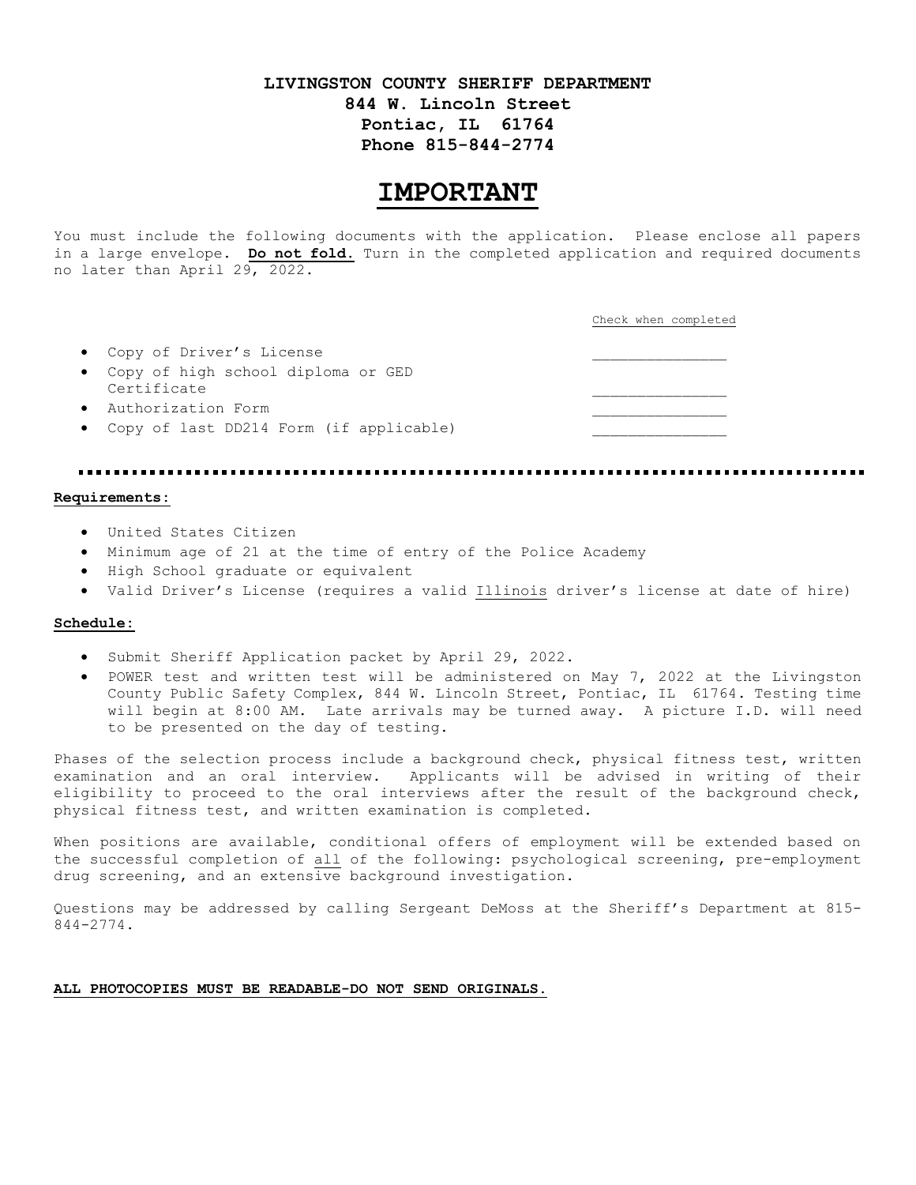**LIVINGSTON COUNTY SHERIFF DEPARTMENT**
**844 W. Lincoln Street**
**Pontiac, IL 61764**
**Phone 815-844-2774**

# IMPORTANT

You must include the following documents with the application. Please enclose all papers in a large envelope. **Do not fold.** Turn in the completed application and required documents no later than April 29, 2022.

| | Check when completed |
|---|---|
| • Copy of Driver's License | _______________ |
| • Copy of high school diploma or GED Certificate | _______________ |
| • Authorization Form | _______________ |
| • Copy of last DD214 Form (if applicable) | _______________ |

---

**Requirements:**

- United States Citizen
- Minimum age of 21 at the time of entry of the Police Academy
- High School graduate or equivalent
- Valid Driver's License (requires a valid Illinois driver's license at date of hire)

**Schedule:**

- Submit Sheriff Application packet by April 29, 2022.
- POWER test and written test will be administered on May 7, 2022 at the Livingston County Public Safety Complex, 844 W. Lincoln Street, Pontiac, IL 61764. Testing time will begin at 8:00 AM. Late arrivals may be turned away. A picture I.D. will need to be presented on the day of testing.

Phases of the selection process include a background check, physical fitness test, written examination and an oral interview. Applicants will be advised in writing of their eligibility to proceed to the oral interviews after the result of the background check, physical fitness test, and written examination is completed.

When positions are available, conditional offers of employment will be extended based on the successful completion of all of the following: psychological screening, pre-employment drug screening, and an extensive background investigation.

Questions may be addressed by calling Sergeant DeMoss at the Sheriff's Department at 815-844-2774.

**ALL PHOTOCOPIES MUST BE READABLE-DO NOT SEND ORIGINALS.**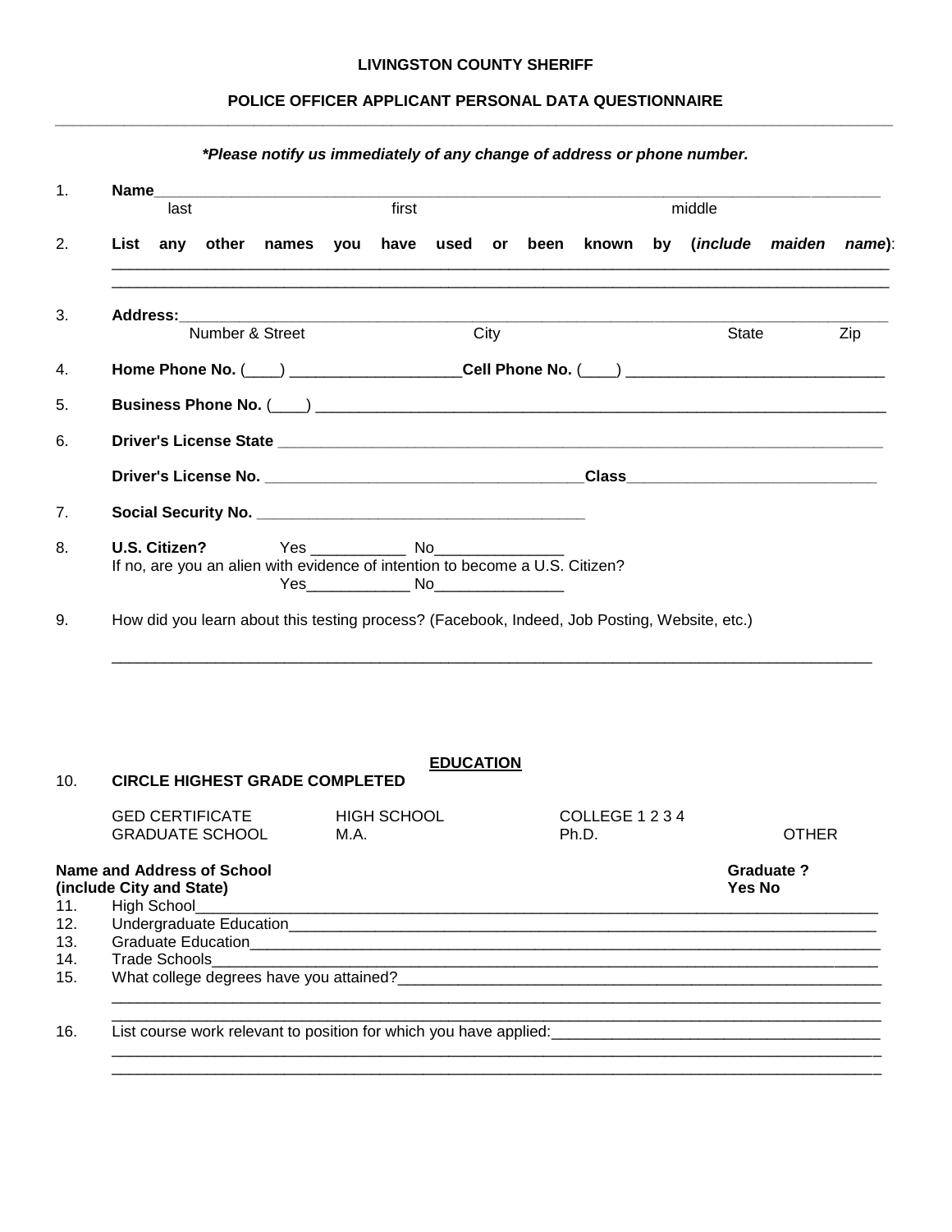**LIVINGSTON COUNTY SHERIFF**

**POLICE OFFICER APPLICANT PERSONAL DATA QUESTIONNAIRE**

***Please notify us immediately of any change of address or phone number.***

1. **Name**______________________________________________________________
   last    first    middle

2. **List any other names you have used or been known by (*include maiden name*)**:
   ______________________________________________________________
   ______________________________________________________________

3. **Address:**______________________________________________________________
   Number & Street    City    State    Zip

4. **Home Phone No.** (____) ___________________ **Cell Phone No.** (____) ___________________

5. **Business Phone No.** (____) ______________________________________________

6. **Driver's License State** ______________________________________________

   **Driver's License No.** ____________________________ **Class**_____________________

7. **Social Security No.** ____________________________

8. **U.S. Citizen?** Yes ___________ No_______________
   If no, are you an alien with evidence of intention to become a U.S. Citizen?
   Yes____________ No_______________

9. How did you learn about this testing process? (Facebook, Indeed, Job Posting, Website, etc.)

   ______________________________________________________________

**EDUCATION**

10. **CIRCLE HIGHEST GRADE COMPLETED**

    GED CERTIFICATE    HIGH SCHOOL    COLLEGE 1 2 3 4
    GRADUATE SCHOOL    M.A.    Ph.D.    OTHER

**Name and Address of School (include City and State)** — **Graduate ? Yes No**

11. High School______________________________________________________________
12. Undergraduate Education______________________________________________________
13. Graduate Education__________________________________________________________
14. Trade Schools______________________________________________________________
15. What college degrees have you attained?_____________________________________
    ______________________________________________________________
    ______________________________________________________________
16. List course work relevant to position for which you have applied:________________
    ______________________________________________________________
    ______________________________________________________________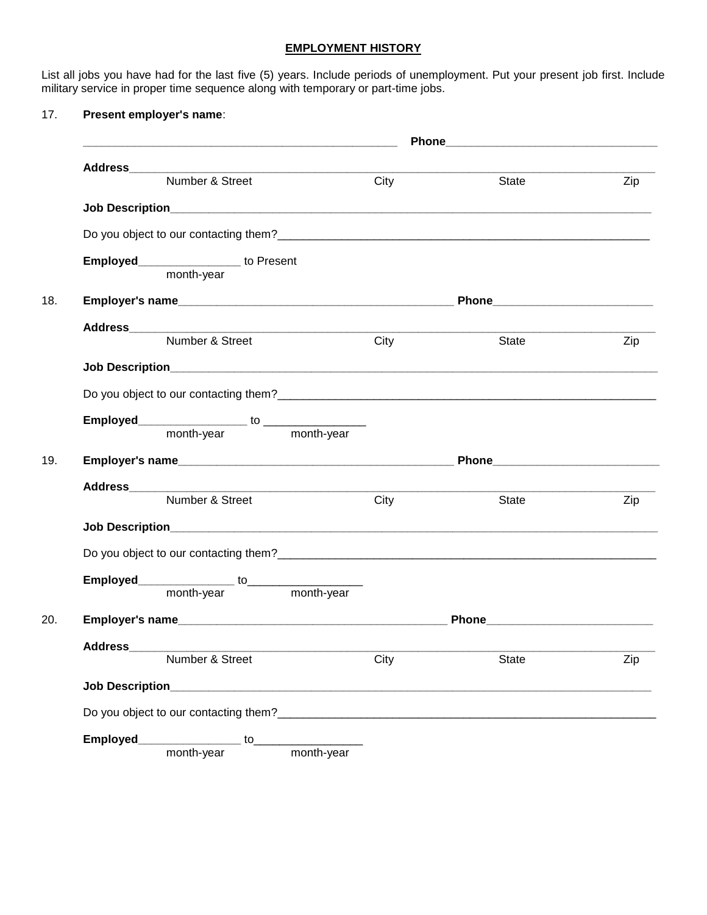## EMPLOYMENT HISTORY

List all jobs you have had for the last five (5) years. Include periods of unemployment. Put your present job first. Include military service in proper time sequence along with temporary or part-time jobs.

17. **Present employer's name**:

_______________________________________________ **Phone**_______________________________

**Address**_______________________________________________________________________________
Number & Street City State Zip

**Job Description**_________________________________________________________________________

Do you object to our contacting them?_______________________________________________________

**Employed**_______________ to Present
month-year

18. **Employer's name**_________________________________________ **Phone**________________________

**Address**_______________________________________________________________________________
Number & Street City State Zip

**Job Description**_________________________________________________________________________

Do you object to our contacting them?_______________________________________________________

**Employed**________________ to _______________
month-year month-year

19. **Employer's name**_________________________________________ **Phone**________________________

**Address**_______________________________________________________________________________
Number & Street City State Zip

**Job Description**_________________________________________________________________________

Do you object to our contacting them?_______________________________________________________

**Employed**_______________ to________________
month-year month-year

20. **Employer's name**________________________________________ **Phone**________________________

**Address**_______________________________________________________________________________
Number & Street City State Zip

**Job Description**_________________________________________________________________________

Do you object to our contacting them?_______________________________________________________

**Employed**_______________ to________________
month-year month-year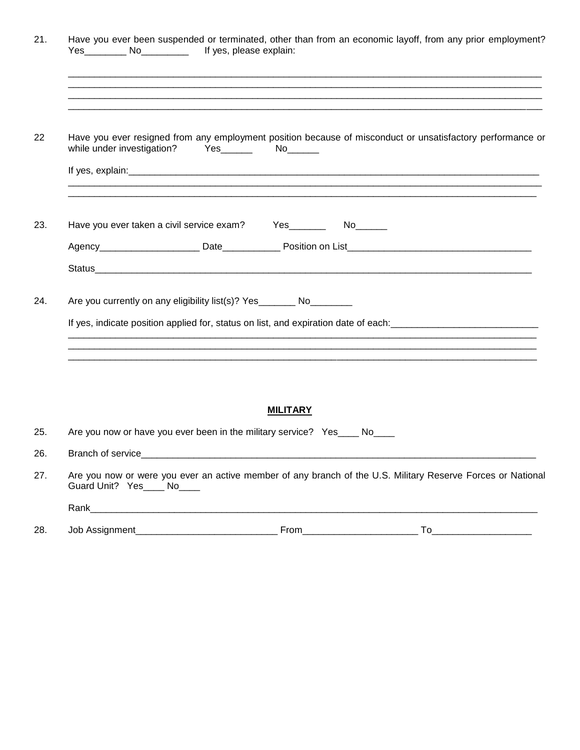21. Have you ever been suspended or terminated, other than from an economic layoff, from any prior employment? Yes________ No_________ If yes, please explain:

_____________________________________________________________________________________________
_____________________________________________________________________________________________
_____________________________________________________________________________________________
_____________________________________________________________________________________________

22 Have you ever resigned from any employment position because of misconduct or unsatisfactory performance or while under investigation? Yes______ No______

If yes, explain:_________________________________________________________________________________
_____________________________________________________________________________________________
_____________________________________________________________________________________________

23. Have you ever taken a civil service exam? Yes_______ No______

Agency___________________ Date___________ Position on List___________________________________

Status___________________________________________________________________________________

24. Are you currently on any eligibility list(s)? Yes_______ No________

If yes, indicate position applied for, status on list, and expiration date of each:___________________________
_____________________________________________________________________________________________
_____________________________________________________________________________________________
_____________________________________________________________________________________________

**MILITARY**

25. Are you now or have you ever been in the military service? Yes____ No____

26. Branch of service_______________________________________________________________________

27. Are you now or were you ever an active member of any branch of the U.S. Military Reserve Forces or National Guard Unit? Yes____ No____

Rank___________________________________________________________________________________

28. Job Assignment___________________________ From______________________ To___________________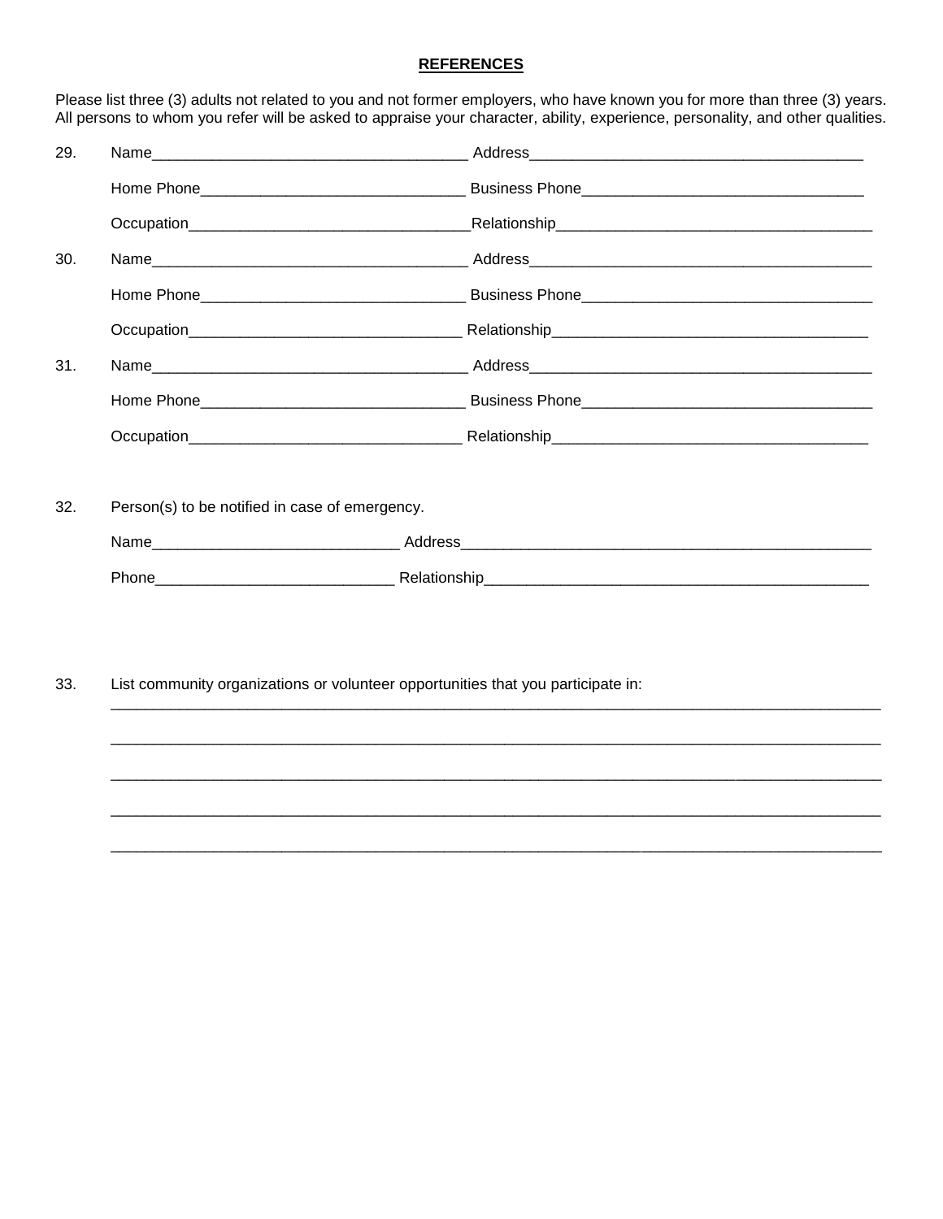## REFERENCES

Please list three (3) adults not related to you and not former employers, who have known you for more than three (3) years. All persons to whom you refer will be asked to appraise your character, ability, experience, personality, and other qualities.

29. Name_____________________________________ Address_______________________________________

    Home Phone_______________________________ Business Phone_________________________________

    Occupation_________________________________Relationship____________________________________

30. Name_____________________________________ Address_______________________________________

    Home Phone_______________________________ Business Phone_________________________________

    Occupation_________________________________ Relationship____________________________________

31. Name_____________________________________ Address_______________________________________

    Home Phone_______________________________ Business Phone_________________________________

    Occupation_________________________________ Relationship____________________________________

32. Person(s) to be notified in case of emergency.

    Name_____________________________ Address_______________________________________________

    Phone____________________________ Relationship___________________________________________

33. List community organizations or volunteer opportunities that you participate in:

    _______________________________________________________________________________________________

    _______________________________________________________________________________________________

    _______________________________________________________________________________________________

    _______________________________________________________________________________________________

    _______________________________________________________________________________________________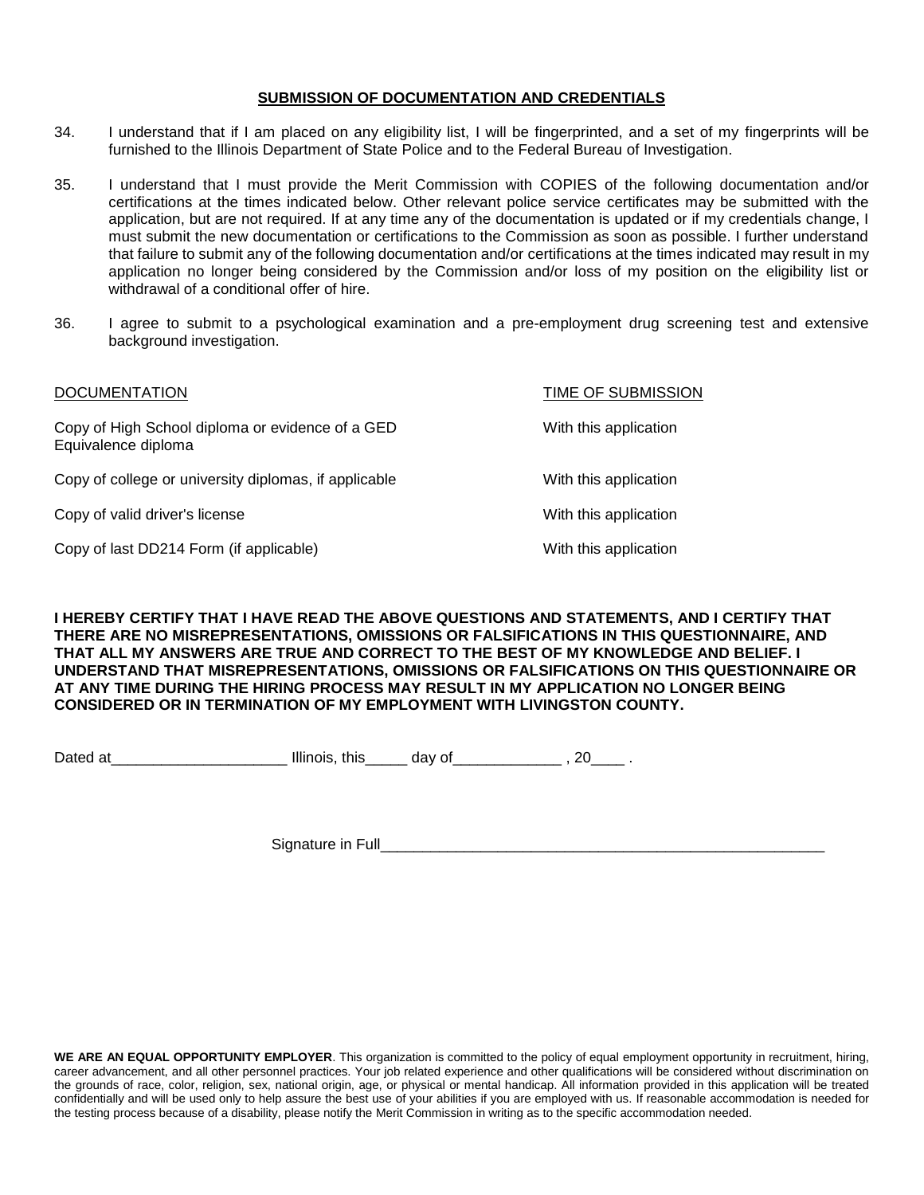## SUBMISSION OF DOCUMENTATION AND CREDENTIALS

34. I understand that if I am placed on any eligibility list, I will be fingerprinted, and a set of my fingerprints will be furnished to the Illinois Department of State Police and to the Federal Bureau of Investigation.

35. I understand that I must provide the Merit Commission with COPIES of the following documentation and/or certifications at the times indicated below. Other relevant police service certificates may be submitted with the application, but are not required. If at any time any of the documentation is updated or if my credentials change, I must submit the new documentation or certifications to the Commission as soon as possible. I further understand that failure to submit any of the following documentation and/or certifications at the times indicated may result in my application no longer being considered by the Commission and/or loss of my position on the eligibility list or withdrawal of a conditional offer of hire.

36. I agree to submit to a psychological examination and a pre-employment drug screening test and extensive background investigation.

| DOCUMENTATION | TIME OF SUBMISSION |
| --- | --- |
| Copy of High School diploma or evidence of a GED Equivalence diploma | With this application |
| Copy of college or university diplomas, if applicable | With this application |
| Copy of valid driver's license | With this application |
| Copy of last DD214 Form (if applicable) | With this application |

**I HEREBY CERTIFY THAT I HAVE READ THE ABOVE QUESTIONS AND STATEMENTS, AND I CERTIFY THAT THERE ARE NO MISREPRESENTATIONS, OMISSIONS OR FALSIFICATIONS IN THIS QUESTIONNAIRE, AND THAT ALL MY ANSWERS ARE TRUE AND CORRECT TO THE BEST OF MY KNOWLEDGE AND BELIEF. I UNDERSTAND THAT MISREPRESENTATIONS, OMISSIONS OR FALSIFICATIONS ON THIS QUESTIONNAIRE OR AT ANY TIME DURING THE HIRING PROCESS MAY RESULT IN MY APPLICATION NO LONGER BEING CONSIDERED OR IN TERMINATION OF MY EMPLOYMENT WITH LIVINGSTON COUNTY.**

Dated at_____________________ Illinois, this_____ day of_____________ , 20____ .

Signature in Full________________________________________________________

**WE ARE AN EQUAL OPPORTUNITY EMPLOYER**. This organization is committed to the policy of equal employment opportunity in recruitment, hiring, career advancement, and all other personnel practices. Your job related experience and other qualifications will be considered without discrimination on the grounds of race, color, religion, sex, national origin, age, or physical or mental handicap. All information provided in this application will be treated confidentially and will be used only to help assure the best use of your abilities if you are employed with us. If reasonable accommodation is needed for the testing process because of a disability, please notify the Merit Commission in writing as to the specific accommodation needed.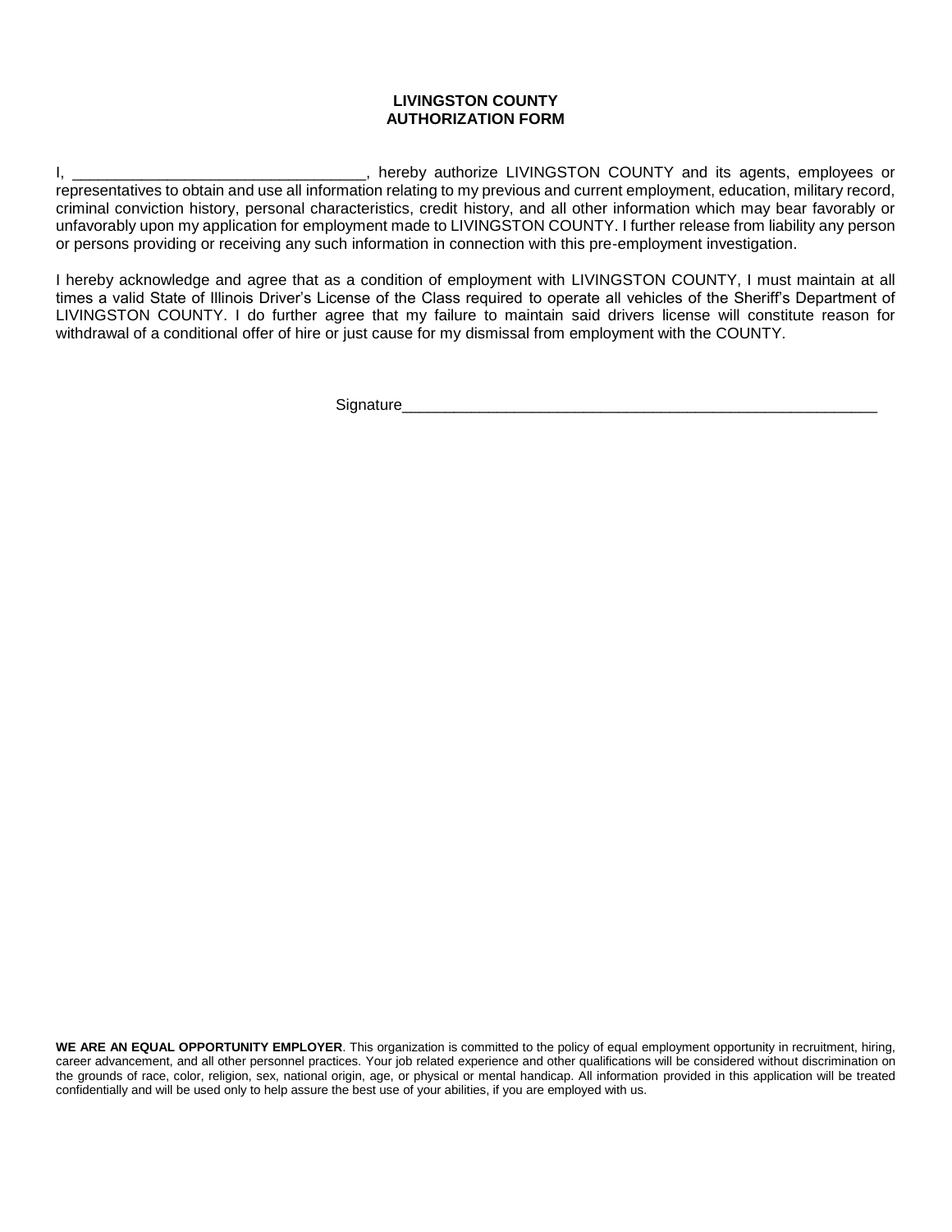**LIVINGSTON COUNTY**
**AUTHORIZATION FORM**

I, _________________________________, hereby authorize LIVINGSTON COUNTY and its agents, employees or representatives to obtain and use all information relating to my previous and current employment, education, military record, criminal conviction history, personal characteristics, credit history, and all other information which may bear favorably or unfavorably upon my application for employment made to LIVINGSTON COUNTY. I further release from liability any person or persons providing or receiving any such information in connection with this pre-employment investigation.

I hereby acknowledge and agree that as a condition of employment with LIVINGSTON COUNTY, I must maintain at all times a valid State of Illinois Driver's License of the Class required to operate all vehicles of the Sheriff's Department of LIVINGSTON COUNTY. I do further agree that my failure to maintain said drivers license will constitute reason for withdrawal of a conditional offer of hire or just cause for my dismissal from employment with the COUNTY.

Signature_______________________________________________________

**WE ARE AN EQUAL OPPORTUNITY EMPLOYER**. This organization is committed to the policy of equal employment opportunity in recruitment, hiring, career advancement, and all other personnel practices. Your job related experience and other qualifications will be considered without discrimination on the grounds of race, color, religion, sex, national origin, age, or physical or mental handicap. All information provided in this application will be treated confidentially and will be used only to help assure the best use of your abilities, if you are employed with us.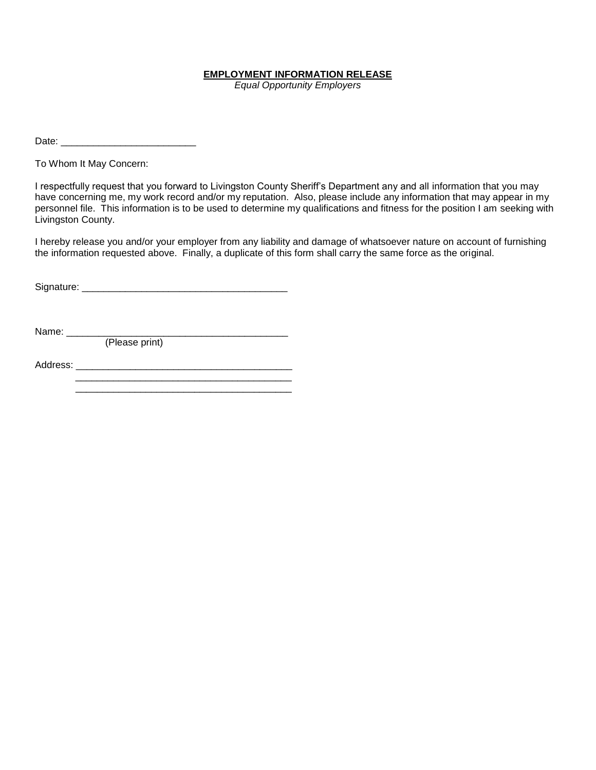**EMPLOYMENT INFORMATION RELEASE**

*Equal Opportunity Employers*

Date: ________________________

To Whom It May Concern:

I respectfully request that you forward to Livingston County Sheriff's Department any and all information that you may have concerning me, my work record and/or my reputation. Also, please include any information that may appear in my personnel file. This information is to be used to determine my qualifications and fitness for the position I am seeking with Livingston County.

I hereby release you and/or your employer from any liability and damage of whatsoever nature on account of furnishing the information requested above. Finally, a duplicate of this form shall carry the same force as the original.

Signature: _____________________________________

Name: _______________________________________

(Please print)

Address: ______________________________________

______________________________________

______________________________________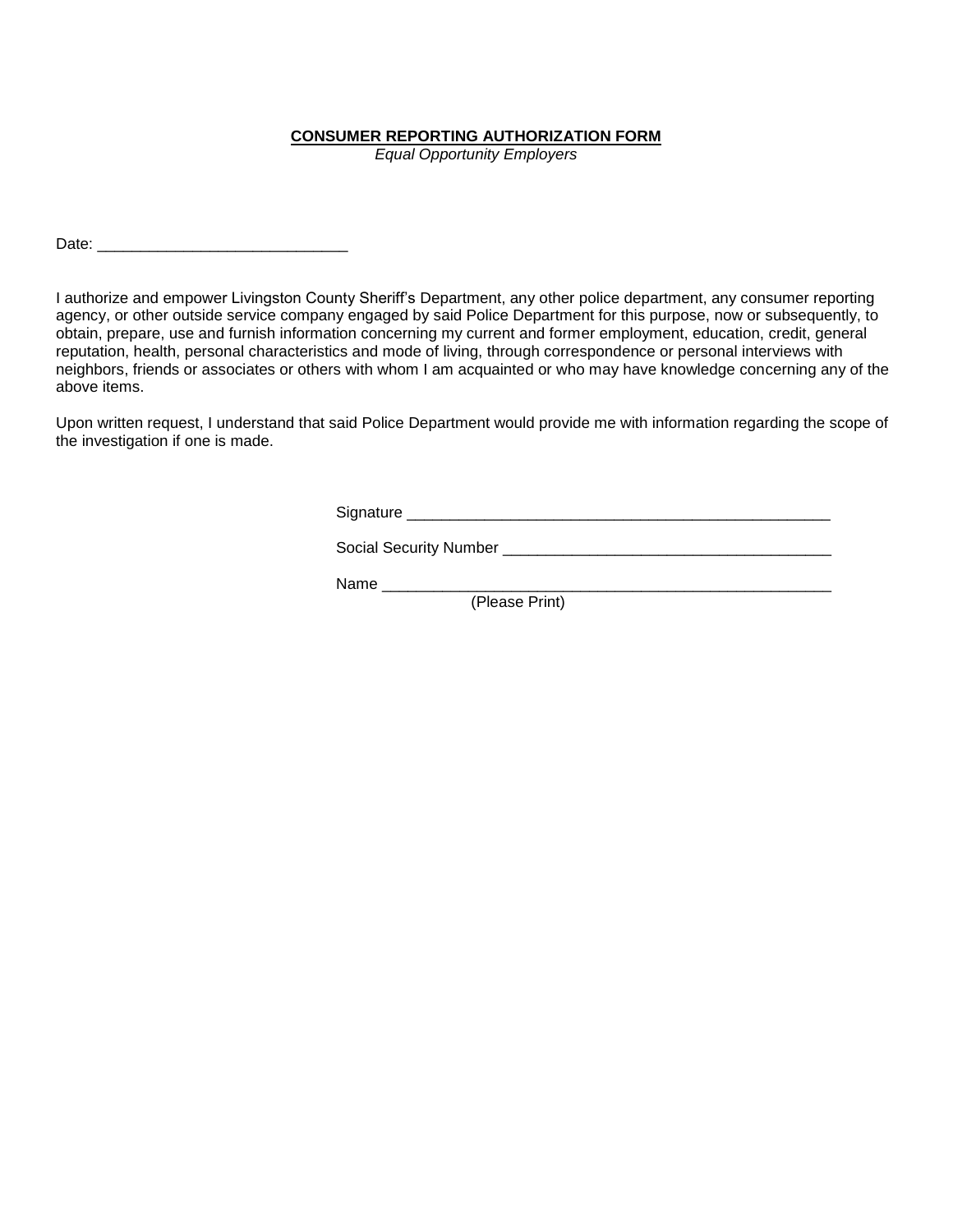**CONSUMER REPORTING AUTHORIZATION FORM**

*Equal Opportunity Employers*

Date: ____________________________

I authorize and empower Livingston County Sheriff's Department, any other police department, any consumer reporting agency, or other outside service company engaged by said Police Department for this purpose, now or subsequently, to obtain, prepare, use and furnish information concerning my current and former employment, education, credit, general reputation, health, personal characteristics and mode of living, through correspondence or personal interviews with neighbors, friends or associates or others with whom I am acquainted or who may have knowledge concerning any of the above items.

Upon written request, I understand that said Police Department would provide me with information regarding the scope of the investigation if one is made.

Signature ____________________________________________________

Social Security Number ______________________________________

Name _______________________________________________________
(Please Print)